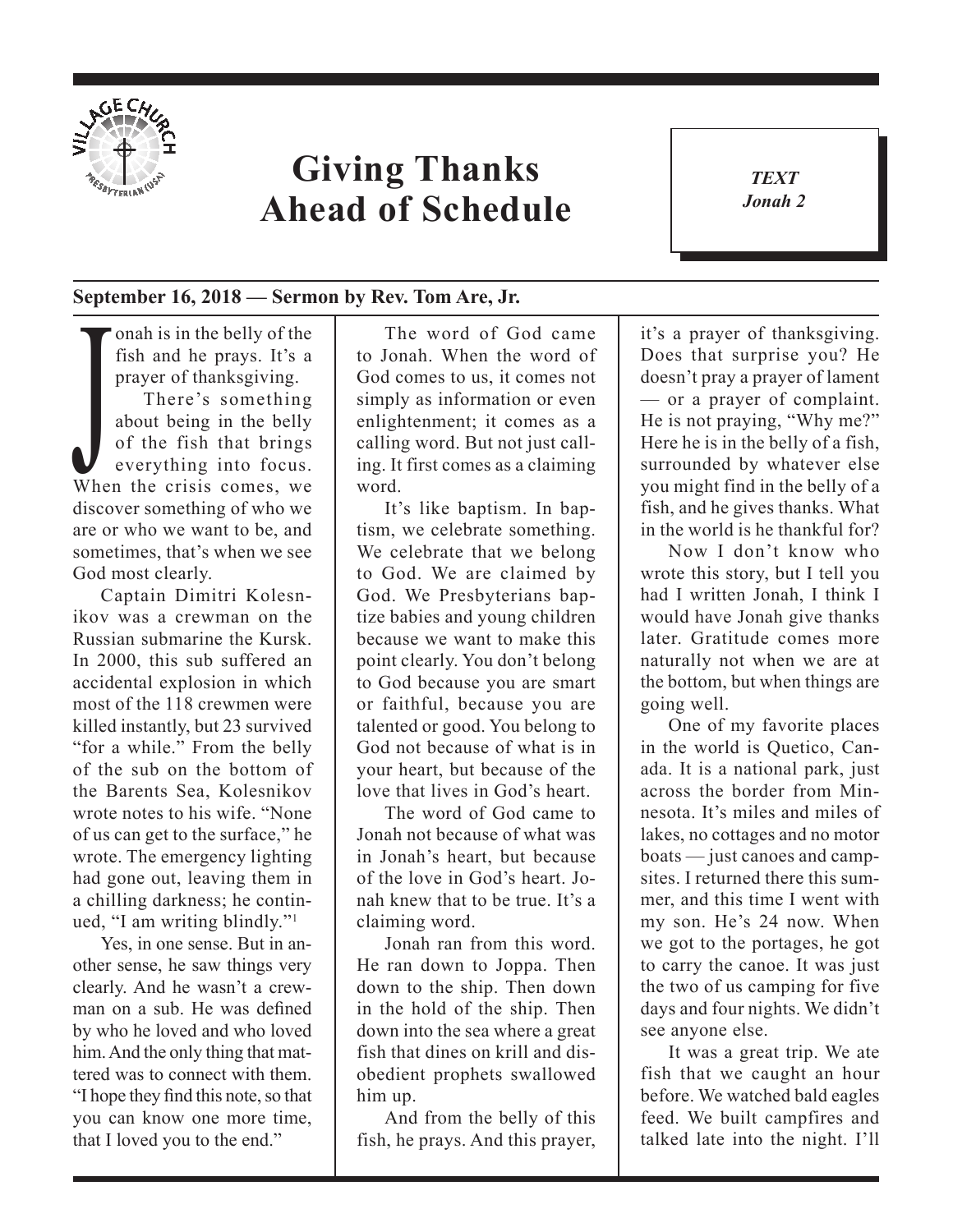# Giving Thanks Ahead of Schedule

*TEXT*
*Jonah 2*

**September 16, 2018 — Sermon by Rev. Tom Are, Jr.**

Jonah is in the belly of the fish and he prays. It's a prayer of thanksgiving.

There's something about being in the belly of the fish that brings everything into focus. When the crisis comes, we discover something of who we are or who we want to be, and sometimes, that's when we see God most clearly.

Captain Dimitri Kolesnikov was a crewman on the Russian submarine the Kursk. In 2000, this sub suffered an accidental explosion in which most of the 118 crewmen were killed instantly, but 23 survived "for a while." From the belly of the sub on the bottom of the Barents Sea, Kolesnikov wrote notes to his wife. "None of us can get to the surface," he wrote. The emergency lighting had gone out, leaving them in a chilling darkness; he continued, "I am writing blindly."[1]

Yes, in one sense. But in another sense, he saw things very clearly. And he wasn't a crewman on a sub. He was defined by who he loved and who loved him. And the only thing that mattered was to connect with them. "I hope they find this note, so that you can know one more time, that I loved you to the end."

The word of God came to Jonah. When the word of God comes to us, it comes not simply as information or even enlightenment; it comes as a calling word. But not just calling. It first comes as a claiming word.

It's like baptism. In baptism, we celebrate something. We celebrate that we belong to God. We are claimed by God. We Presbyterians baptize babies and young children because we want to make this point clearly. You don't belong to God because you are smart or faithful, because you are talented or good. You belong to God not because of what is in your heart, but because of the love that lives in God's heart.

The word of God came to Jonah not because of what was in Jonah's heart, but because of the love in God's heart. Jonah knew that to be true. It's a claiming word.

Jonah ran from this word. He ran down to Joppa. Then down to the ship. Then down in the hold of the ship. Then down into the sea where a great fish that dines on krill and disobedient prophets swallowed him up.

And from the belly of this fish, he prays. And this prayer, it's a prayer of thanksgiving. Does that surprise you? He doesn't pray a prayer of lament — or a prayer of complaint. He is not praying, "Why me?" Here he is in the belly of a fish, surrounded by whatever else you might find in the belly of a fish, and he gives thanks. What in the world is he thankful for?

Now I don't know who wrote this story, but I tell you had I written Jonah, I think I would have Jonah give thanks later. Gratitude comes more naturally not when we are at the bottom, but when things are going well.

One of my favorite places in the world is Quetico, Canada. It is a national park, just across the border from Minnesota. It's miles and miles of lakes, no cottages and no motor boats — just canoes and campsites. I returned there this summer, and this time I went with my son. He's 24 now. When we got to the portages, he got to carry the canoe. It was just the two of us camping for five days and four nights. We didn't see anyone else.

It was a great trip. We ate fish that we caught an hour before. We watched bald eagles feed. We built campfires and talked late into the night. I'll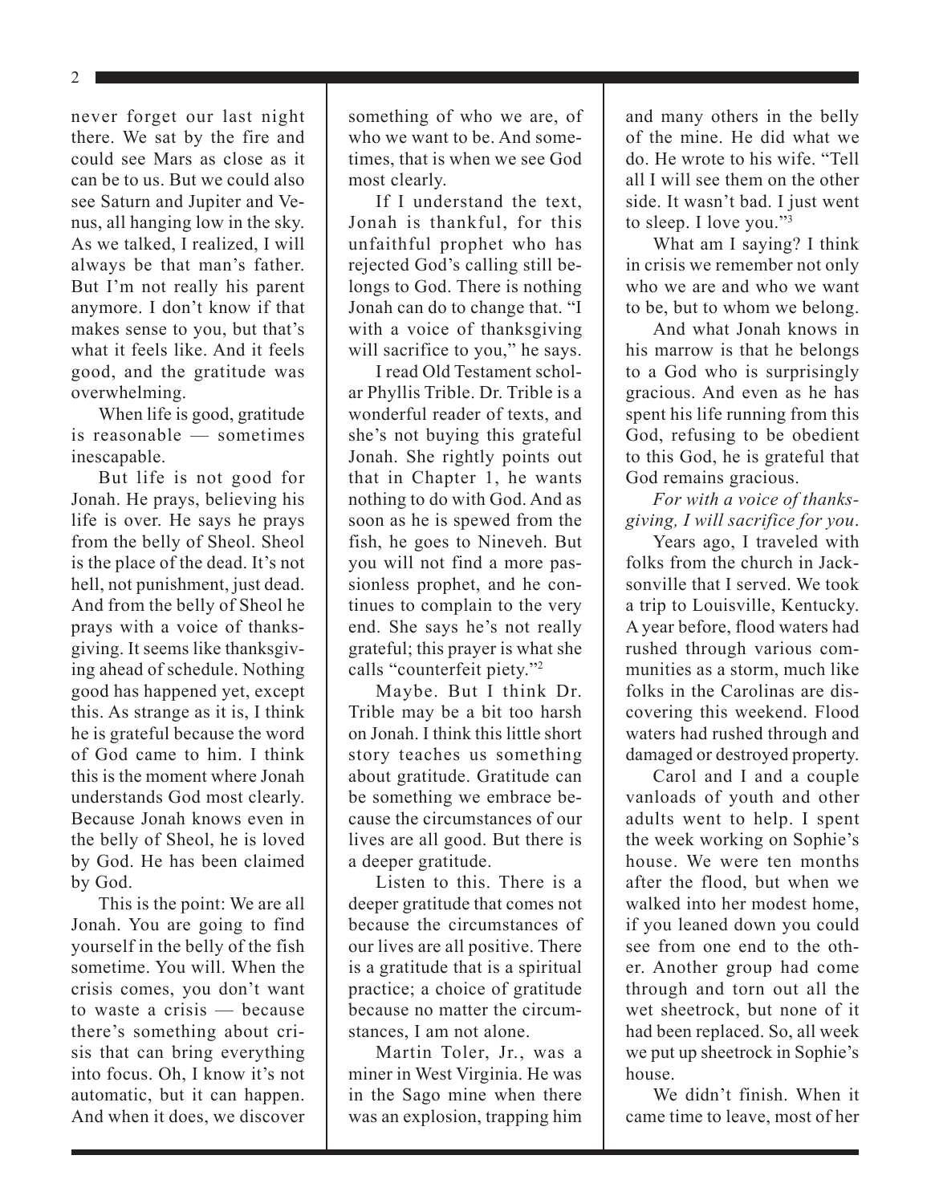never forget our last night there. We sat by the fire and could see Mars as close as it can be to us. But we could also see Saturn and Jupiter and Venus, all hanging low in the sky. As we talked, I realized, I will always be that man's father. But I'm not really his parent anymore. I don't know if that makes sense to you, but that's what it feels like. And it feels good, and the gratitude was overwhelming.

When life is good, gratitude is reasonable — sometimes inescapable.

But life is not good for Jonah. He prays, believing his life is over. He says he prays from the belly of Sheol. Sheol is the place of the dead. It's not hell, not punishment, just dead. And from the belly of Sheol he prays with a voice of thanksgiving. It seems like thanksgiving ahead of schedule. Nothing good has happened yet, except this. As strange as it is, I think he is grateful because the word of God came to him. I think this is the moment where Jonah understands God most clearly. Because Jonah knows even in the belly of Sheol, he is loved by God. He has been claimed by God.

This is the point: We are all Jonah. You are going to find yourself in the belly of the fish sometime. You will. When the crisis comes, you don't want to waste a crisis — because there's something about crisis that can bring everything into focus. Oh, I know it's not automatic, but it can happen. And when it does, we discover something of who we are, of who we want to be. And sometimes, that is when we see God most clearly.

If I understand the text, Jonah is thankful, for this unfaithful prophet who has rejected God's calling still belongs to God. There is nothing Jonah can do to change that. "I with a voice of thanksgiving will sacrifice to you," he says.

I read Old Testament scholar Phyllis Trible. Dr. Trible is a wonderful reader of texts, and she's not buying this grateful Jonah. She rightly points out that in Chapter 1, he wants nothing to do with God. And as soon as he is spewed from the fish, he goes to Nineveh. But you will not find a more passionless prophet, and he continues to complain to the very end. She says he's not really grateful; this prayer is what she calls "counterfeit piety."[2]

Maybe. But I think Dr. Trible may be a bit too harsh on Jonah. I think this little short story teaches us something about gratitude. Gratitude can be something we embrace because the circumstances of our lives are all good. But there is a deeper gratitude.

Listen to this. There is a deeper gratitude that comes not because the circumstances of our lives are all positive. There is a gratitude that is a spiritual practice; a choice of gratitude because no matter the circumstances, I am not alone.

Martin Toler, Jr., was a miner in West Virginia. He was in the Sago mine when there was an explosion, trapping him and many others in the belly of the mine. He did what we do. He wrote to his wife. "Tell all I will see them on the other side. It wasn't bad. I just went to sleep. I love you."[3]

What am I saying? I think in crisis we remember not only who we are and who we want to be, but to whom we belong.

And what Jonah knows in his marrow is that he belongs to a God who is surprisingly gracious. And even as he has spent his life running from this God, refusing to be obedient to this God, he is grateful that God remains gracious.

*For with a voice of thanksgiving, I will sacrifice for you*.

Years ago, I traveled with folks from the church in Jacksonville that I served. We took a trip to Louisville, Kentucky. A year before, flood waters had rushed through various communities as a storm, much like folks in the Carolinas are discovering this weekend. Flood waters had rushed through and damaged or destroyed property.

Carol and I and a couple vanloads of youth and other adults went to help. I spent the week working on Sophie's house. We were ten months after the flood, but when we walked into her modest home, if you leaned down you could see from one end to the other. Another group had come through and torn out all the wet sheetrock, but none of it had been replaced. So, all week we put up sheetrock in Sophie's house.

We didn't finish. When it came time to leave, most of her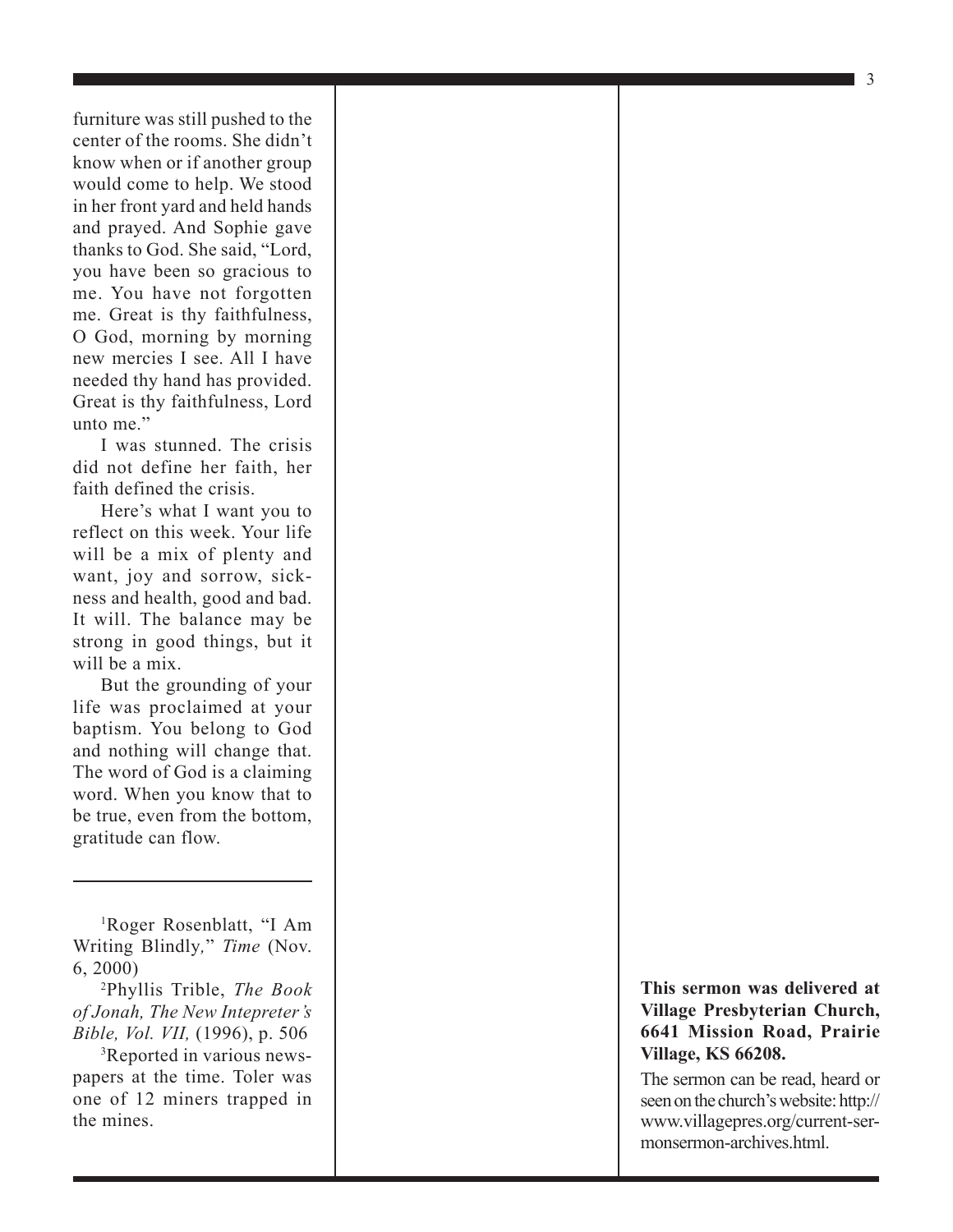furniture was still pushed to the center of the rooms. She didn't know when or if another group would come to help. We stood in her front yard and held hands and prayed. And Sophie gave thanks to God. She said, "Lord, you have been so gracious to me. You have not forgotten me. Great is thy faithfulness, O God, morning by morning new mercies I see. All I have needed thy hand has provided. Great is thy faithfulness, Lord unto me."

I was stunned. The crisis did not define her faith, her faith defined the crisis.

Here's what I want you to reflect on this week. Your life will be a mix of plenty and want, joy and sorrow, sickness and health, good and bad. It will. The balance may be strong in good things, but it will be a mix.

But the grounding of your life was proclaimed at your baptism. You belong to God and nothing will change that. The word of God is a claiming word. When you know that to be true, even from the bottom, gratitude can flow.

---

[1]Roger Rosenblatt, "I Am Writing Blindly," *Time* (Nov. 6, 2000)

[2]Phyllis Trible, *The Book of Jonah, The New Intepreter's Bible, Vol. VII,* (1996), p. 506

[3]Reported in various newspapers at the time. Toler was one of 12 miners trapped in the mines.

**This sermon was delivered at Village Presbyterian Church, 6641 Mission Road, Prairie Village, KS 66208.**

The sermon can be read, heard or seen on the church's website: http://www.villagepres.org/current-sermonsermon-archives.html.